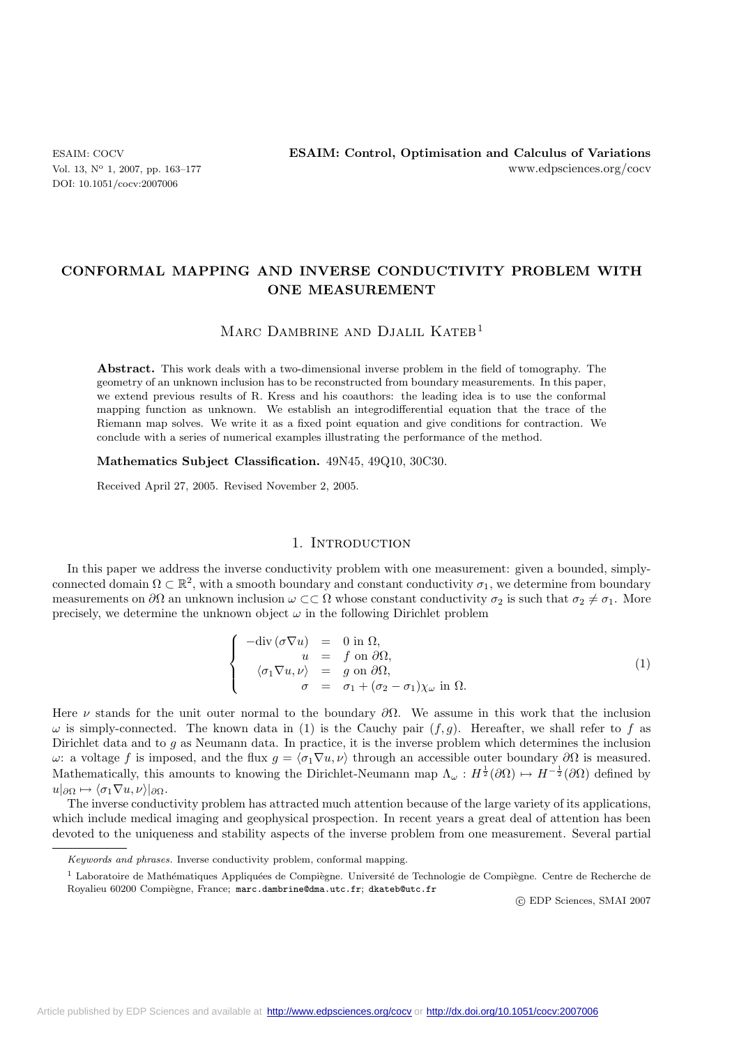# CONFORMAL MAPPING AND INVERSE CONDUCTIVITY PROBLEM WITH ONE MEASUREMENT

Marc Dambrine and Djalil Kateb[1]

**Abstract.** This work deals with a two-dimensional inverse problem in the field of tomography. The geometry of an unknown inclusion has to be reconstructed from boundary measurements. In this paper, we extend previous results of R. Kress and his coauthors: the leading idea is to use the conformal mapping function as unknown. We establish an integrodifferential equation that the trace of the Riemann map solves. We write it as a fixed point equation and give conditions for contraction. We conclude with a series of numerical examples illustrating the performance of the method.

**Mathematics Subject Classification.** 49N45, 49Q10, 30C30.

Received April 27, 2005. Revised November 2, 2005.

## 1. Introduction

In this paper we address the inverse conductivity problem with one measurement: given a bounded, simply-connected domain $\Omega \subset \mathbb{R}^2$, with a smooth boundary and constant conductivity $\sigma_1$, we determine from boundary measurements on $\partial\Omega$ an unknown inclusion $\omega \subset\subset \Omega$ whose constant conductivity $\sigma_2$ is such that $\sigma_2 \neq \sigma_1$. More precisely, we determine the unknown object $\omega$ in the following Dirichlet problem

$$
\begin{cases}
-\mathrm{div}\,(\sigma \nabla u) &= 0 \text{ in } \Omega, \\
u &= f \text{ on } \partial\Omega, \\
\langle \sigma_1 \nabla u, \nu \rangle &= g \text{ on } \partial\Omega, \\
\sigma &= \sigma_1 + (\sigma_2 - \sigma_1)\chi_\omega \text{ in } \Omega.
\end{cases}
\tag{1}
$$

Here $\nu$ stands for the unit outer normal to the boundary $\partial\Omega$. We assume in this work that the inclusion $\omega$ is simply-connected. The known data in (1) is the Cauchy pair $(f, g)$. Hereafter, we shall refer to $f$ as Dirichlet data and to $g$ as Neumann data. In practice, it is the inverse problem which determines the inclusion $\omega$: a voltage $f$ is imposed, and the flux $g = \langle \sigma_1 \nabla u, \nu \rangle$ through an accessible outer boundary $\partial\Omega$ is measured. Mathematically, this amounts to knowing the Dirichlet-Neumann map $\Lambda_\omega : H^{\frac{1}{2}}(\partial\Omega) \mapsto H^{-\frac{1}{2}}(\partial\Omega)$ defined by $u|_{\partial\Omega} \mapsto \langle \sigma_1 \nabla u, \nu \rangle|_{\partial\Omega}$.

The inverse conductivity problem has attracted much attention because of the large variety of its applications, which include medical imaging and geophysical prospection. In recent years a great deal of attention has been devoted to the uniqueness and stability aspects of the inverse problem from one measurement. Several partial

*Keywords and phrases.* Inverse conductivity problem, conformal mapping.

[1] Laboratoire de Mathématiques Appliquées de Compiègne. Université de Technologie de Compiègne. Centre de Recherche de Royalieu 60200 Compiègne, France; marc.dambrine@dma.utc.fr; dkateb@utc.fr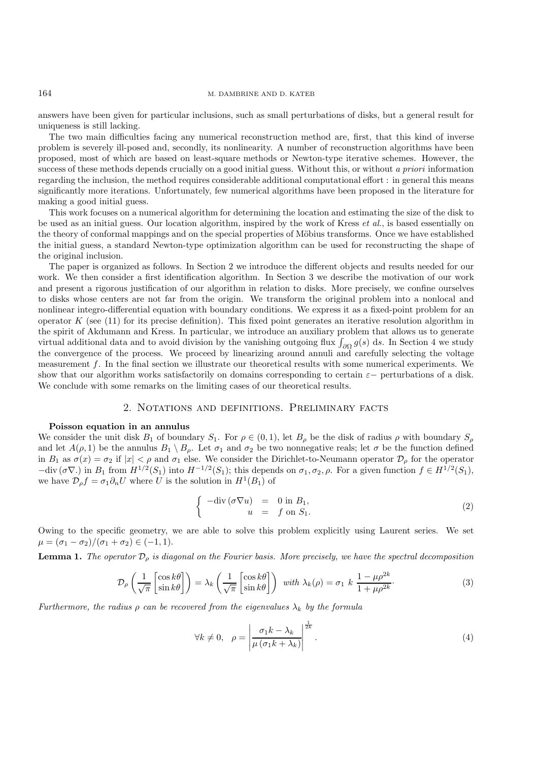answers have been given for particular inclusions, such as small perturbations of disks, but a general result for uniqueness is still lacking.

The two main difficulties facing any numerical reconstruction method are, first, that this kind of inverse problem is severely ill-posed and, secondly, its nonlinearity. A number of reconstruction algorithms have been proposed, most of which are based on least-square methods or Newton-type iterative schemes. However, the success of these methods depends crucially on a good initial guess. Without this, or without *a priori* information regarding the inclusion, the method requires considerable additional computational effort : in general this means significantly more iterations. Unfortunately, few numerical algorithms have been proposed in the literature for making a good initial guess.

This work focuses on a numerical algorithm for determining the location and estimating the size of the disk to be used as an initial guess. Our location algorithm, inspired by the work of Kress *et al.*, is based essentially on the theory of conformal mappings and on the special properties of Möbius transforms. Once we have established the initial guess, a standard Newton-type optimization algorithm can be used for reconstructing the shape of the original inclusion.

The paper is organized as follows. In Section 2 we introduce the different objects and results needed for our work. We then consider a first identification algorithm. In Section 3 we describe the motivation of our work and present a rigorous justification of our algorithm in relation to disks. More precisely, we confine ourselves to disks whose centers are not far from the origin. We transform the original problem into a nonlocal and nonlinear integro-differential equation with boundary conditions. We express it as a fixed-point problem for an operator $K$ (see (11) for its precise definition). This fixed point generates an iterative resolution algorithm in the spirit of Akdumann and Kress. In particular, we introduce an auxiliary problem that allows us to generate virtual additional data and to avoid division by the vanishing outgoing flux $\int_{\partial\Omega} g(s)\, \mathrm{d}s$. In Section 4 we study the convergence of the process. We proceed by linearizing around annuli and carefully selecting the voltage measurement $f$. In the final section we illustrate our theoretical results with some numerical experiments. We show that our algorithm works satisfactorily on domains corresponding to certain $\varepsilon-$ perturbations of a disk. We conclude with some remarks on the limiting cases of our theoretical results.

## 2. Notations and definitions. Preliminary facts

**Poisson equation in an annulus**

We consider the unit disk $B_1$ of boundary $S_1$. For $\rho \in (0,1)$, let $B_\rho$ be the disk of radius $\rho$ with boundary $S_\rho$ and let $A(\rho, 1)$ be the annulus $B_1 \setminus B_\rho$. Let $\sigma_1$ and $\sigma_2$ be two nonnegative reals; let $\sigma$ be the function defined in $B_1$ as $\sigma(x) = \sigma_2$ if $|x| < \rho$ and $\sigma_1$ else. We consider the Dirichlet-to-Neumann operator $\mathcal{D}_\rho$ for the operator $-\mathrm{div}\,(\sigma\nabla.)$ in $B_1$ from $H^{1/2}(S_1)$ into $H^{-1/2}(S_1)$; this depends on $\sigma_1, \sigma_2, \rho$. For a given function $f \in H^{1/2}(S_1)$, we have $\mathcal{D}_\rho f = \sigma_1 \partial_n U$ where $U$ is the solution in $H^1(B_1)$ of

$$\left\{ \begin{array}{rcl} -\mathrm{div}\,(\sigma\nabla u) & = & 0 \text{ in } B_1, \\ u & = & f \text{ on } S_1. \end{array} \right. \tag{2}$$

Owing to the specific geometry, we are able to solve this problem explicitly using Laurent series. We set $\mu = (\sigma_1 - \sigma_2)/(\sigma_1 + \sigma_2) \in (-1, 1)$.

**Lemma 1.** *The operator $\mathcal{D}_\rho$ is diagonal on the Fourier basis. More precisely, we have the spectral decomposition*

$$\mathcal{D}_\rho \left( \frac{1}{\sqrt{\pi}} \begin{bmatrix} \cos k\theta \\ \sin k\theta \end{bmatrix} \right) = \lambda_k \left( \frac{1}{\sqrt{\pi}} \begin{bmatrix} \cos k\theta \\ \sin k\theta \end{bmatrix} \right) \text{ with } \lambda_k(\rho) = \sigma_1\ k\ \frac{1 - \mu\rho^{2k}}{1 + \mu\rho^{2k}}. \tag{3}$$

*Furthermore, the radius $\rho$ can be recovered from the eigenvalues $\lambda_k$ by the formula*

$$\forall k \neq 0, \quad \rho = \left| \frac{\sigma_1 k - \lambda_k}{\mu\,(\sigma_1 k + \lambda_k)} \right|^{\frac{1}{2k}}. \tag{4}$$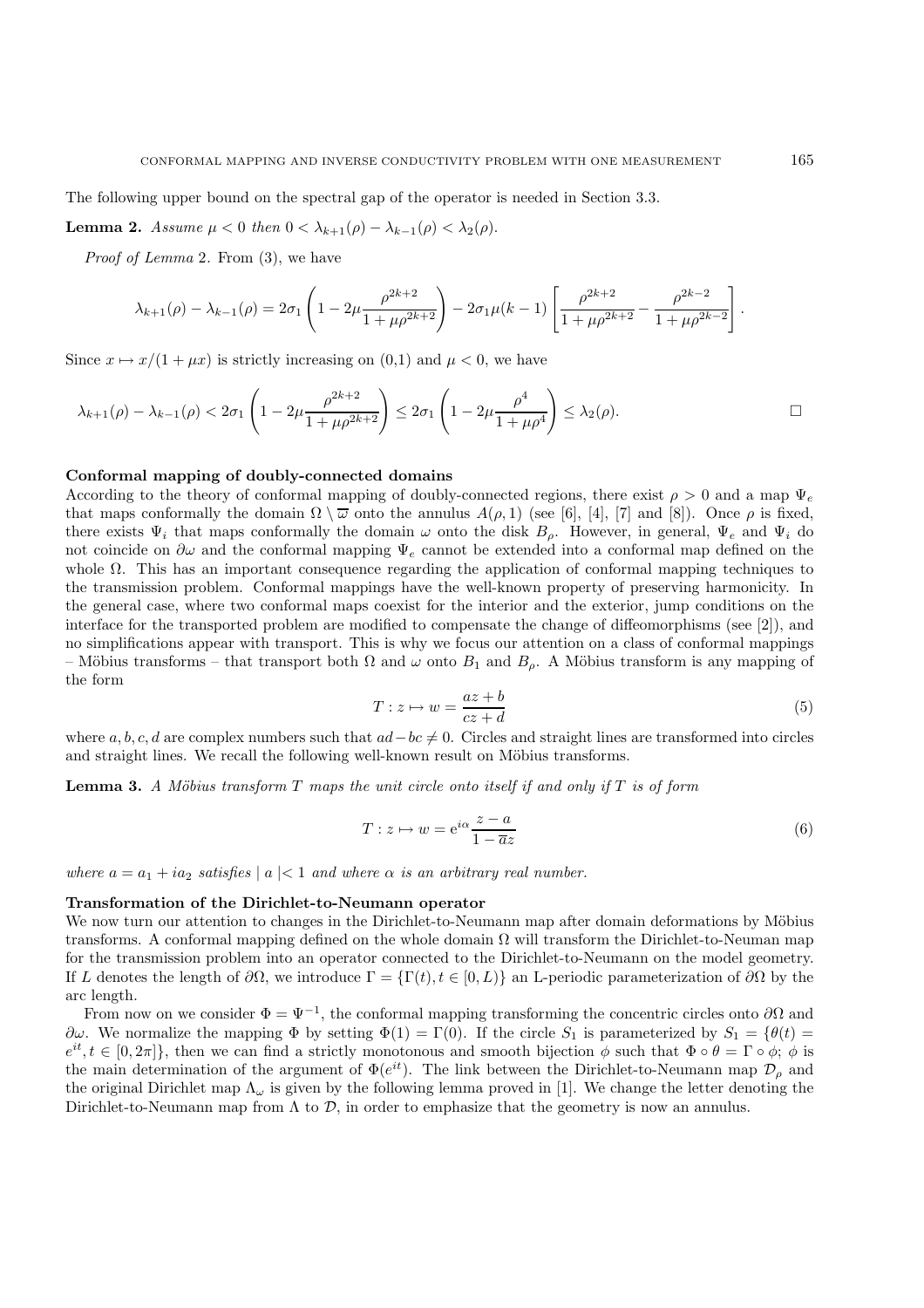The following upper bound on the spectral gap of the operator is needed in Section 3.3.

**Lemma 2.** *Assume $\mu < 0$ then $0 < \lambda_{k+1}(\rho) - \lambda_{k-1}(\rho) < \lambda_2(\rho)$.*

*Proof of Lemma* 2. From (3), we have

$$\lambda_{k+1}(\rho) - \lambda_{k-1}(\rho) = 2\sigma_1 \left(1 - 2\mu \frac{\rho^{2k+2}}{1+\mu\rho^{2k+2}}\right) - 2\sigma_1\mu(k-1)\left[\frac{\rho^{2k+2}}{1+\mu\rho^{2k+2}} - \frac{\rho^{2k-2}}{1+\mu\rho^{2k-2}}\right].$$

Since $x \mapsto x/(1+\mu x)$ is strictly increasing on (0,1) and $\mu < 0$, we have

$$\lambda_{k+1}(\rho) - \lambda_{k-1}(\rho) < 2\sigma_1 \left(1 - 2\mu \frac{\rho^{2k+2}}{1+\mu\rho^{2k+2}}\right) \leq 2\sigma_1 \left(1 - 2\mu \frac{\rho^4}{1+\mu\rho^4}\right) \leq \lambda_2(\rho).$$

□

**Conformal mapping of doubly-connected domains**

According to the theory of conformal mapping of doubly-connected regions, there exist $\rho > 0$ and a map $\Psi_e$ that maps conformally the domain $\Omega \setminus \overline{\omega}$ onto the annulus $A(\rho, 1)$ (see [6], [4], [7] and [8]). Once $\rho$ is fixed, there exists $\Psi_i$ that maps conformally the domain $\omega$ onto the disk $B_\rho$. However, in general, $\Psi_e$ and $\Psi_i$ do not coincide on $\partial\omega$ and the conformal mapping $\Psi_e$ cannot be extended into a conformal map defined on the whole $\Omega$. This has an important consequence regarding the application of conformal mapping techniques to the transmission problem. Conformal mappings have the well-known property of preserving harmonicity. In the general case, where two conformal maps coexist for the interior and the exterior, jump conditions on the interface for the transported problem are modified to compensate the change of diffeomorphisms (see [2]), and no simplifications appear with transport. This is why we focus our attention on a class of conformal mappings – Möbius transforms – that transport both $\Omega$ and $\omega$ onto $B_1$ and $B_\rho$. A Möbius transform is any mapping of the form

$$T : z \mapsto w = \frac{az + b}{cz + d} \tag{5}$$

where $a, b, c, d$ are complex numbers such that $ad - bc \neq 0$. Circles and straight lines are transformed into circles and straight lines. We recall the following well-known result on Möbius transforms.

**Lemma 3.** *A Möbius transform $T$ maps the unit circle onto itself if and only if $T$ is of form*

$$T : z \mapsto w = \mathrm{e}^{i\alpha} \frac{z - a}{1 - \overline{a}z} \tag{6}$$

*where $a = a_1 + ia_2$ satisfies $|\, a \,| < 1$ and where $\alpha$ is an arbitrary real number.*

**Transformation of the Dirichlet-to-Neumann operator**

We now turn our attention to changes in the Dirichlet-to-Neumann map after domain deformations by Möbius transforms. A conformal mapping defined on the whole domain $\Omega$ will transform the Dirichlet-to-Neuman map for the transmission problem into an operator connected to the Dirichlet-to-Neumann on the model geometry. If $L$ denotes the length of $\partial\Omega$, we introduce $\Gamma = \{\Gamma(t), t \in [0, L)\}$ an L-periodic parameterization of $\partial\Omega$ by the arc length.

From now on we consider $\Phi = \Psi^{-1}$, the conformal mapping transforming the concentric circles onto $\partial\Omega$ and $\partial\omega$. We normalize the mapping $\Phi$ by setting $\Phi(1) = \Gamma(0)$. If the circle $S_1$ is parameterized by $S_1 = \{\theta(t) = e^{it}, t \in [0, 2\pi]\}$, then we can find a strictly monotonous and smooth bijection $\phi$ such that $\Phi \circ \theta = \Gamma \circ \phi$; $\phi$ is the main determination of the argument of $\Phi(e^{it})$. The link between the Dirichlet-to-Neumann map $\mathcal{D}_\rho$ and the original Dirichlet map $\Lambda_\omega$ is given by the following lemma proved in [1]. We change the letter denoting the Dirichlet-to-Neumann map from $\Lambda$ to $\mathcal{D}$, in order to emphasize that the geometry is now an annulus.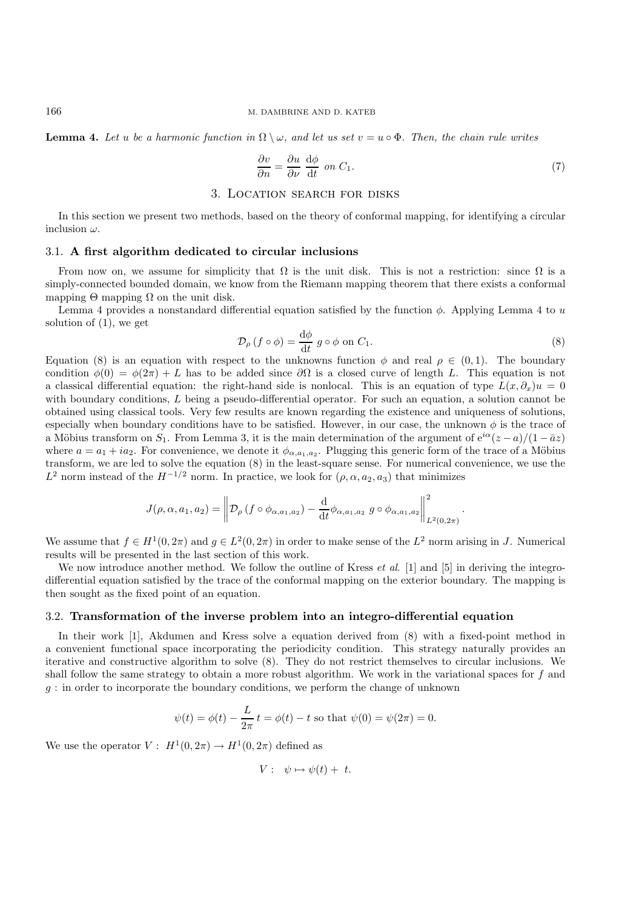**Lemma 4.** *Let $u$ be a harmonic function in $\Omega \setminus \omega$, and let us set $v = u \circ \Phi$. Then, the chain rule writes*

$$\frac{\partial v}{\partial n} = \frac{\partial u}{\partial \nu}\,\frac{\mathrm{d}\phi}{\mathrm{d}t} \text{ on } C_1. \tag{7}$$

## 3. Location search for disks

In this section we present two methods, based on the theory of conformal mapping, for identifying a circular inclusion $\omega$.

### 3.1. A first algorithm dedicated to circular inclusions

From now on, we assume for simplicity that $\Omega$ is the unit disk. This is not a restriction: since $\Omega$ is a simply-connected bounded domain, we know from the Riemann mapping theorem that there exists a conformal mapping $\Theta$ mapping $\Omega$ on the unit disk.

Lemma 4 provides a nonstandard differential equation satisfied by the function $\phi$. Applying Lemma 4 to $u$ solution of (1), we get

$$\mathcal{D}_\rho \left( f \circ \phi \right) = \frac{\mathrm{d}\phi}{\mathrm{d}t}\; g \circ \phi \text{ on } C_1. \tag{8}$$

Equation (8) is an equation with respect to the unknowns function $\phi$ and real $\rho \in (0, 1)$. The boundary condition $\phi(0) = \phi(2\pi) + L$ has to be added since $\partial\Omega$ is a closed curve of length $L$. This equation is not a classical differential equation: the right-hand side is nonlocal. This is an equation of type $L(x, \partial_x)u = 0$ with boundary conditions, $L$ being a pseudo-differential operator. For such an equation, a solution cannot be obtained using classical tools. Very few results are known regarding the existence and uniqueness of solutions, especially when boundary conditions have to be satisfied. However, in our case, the unknown $\phi$ is the trace of a Möbius transform on $S_1$. From Lemma 3, it is the main determination of the argument of $\mathrm{e}^{i\alpha}(z - a)/(1 - \bar{a}z)$ where $a = a_1 + ia_2$. For convenience, we denote it $\phi_{\alpha,a_1,a_2}$. Plugging this generic form of the trace of a Möbius transform, we are led to solve the equation (8) in the least-square sense. For numerical convenience, we use the $L^2$ norm instead of the $H^{-1/2}$ norm. In practice, we look for $(\rho, \alpha, a_2, a_3)$ that minimizes

$$J(\rho, \alpha, a_1, a_2) = \left\| \mathcal{D}_\rho \left( f \circ \phi_{\alpha,a_1,a_2} \right) - \frac{\mathrm{d}}{\mathrm{d}t}\phi_{\alpha,a_1,a_2}\; g \circ \phi_{\alpha,a_1,a_2} \right\|^2_{L^2(0,2\pi)}.$$

We assume that $f \in H^1(0, 2\pi)$ and $g \in L^2(0, 2\pi)$ in order to make sense of the $L^2$ norm arising in $J$. Numerical results will be presented in the last section of this work.

We now introduce another method. We follow the outline of Kress *et al.* [1] and [5] in deriving the integro-differential equation satisfied by the trace of the conformal mapping on the exterior boundary. The mapping is then sought as the fixed point of an equation.

### 3.2. Transformation of the inverse problem into an integro-differential equation

In their work [1], Akdumen and Kress solve a equation derived from (8) with a fixed-point method in a convenient functional space incorporating the periodicity condition. This strategy naturally provides an iterative and constructive algorithm to solve (8). They do not restrict themselves to circular inclusions. We shall follow the same strategy to obtain a more robust algorithm. We work in the variational spaces for $f$ and $g$ : in order to incorporate the boundary conditions, we perform the change of unknown

$$\psi(t) = \phi(t) - \frac{L}{2\pi}\,t = \phi(t) - t \text{ so that } \psi(0) = \psi(2\pi) = 0.$$

We use the operator $V : \; H^1(0, 2\pi) \to H^1(0, 2\pi)$ defined as

$$V : \quad \psi \mapsto \psi(t) + \; t.$$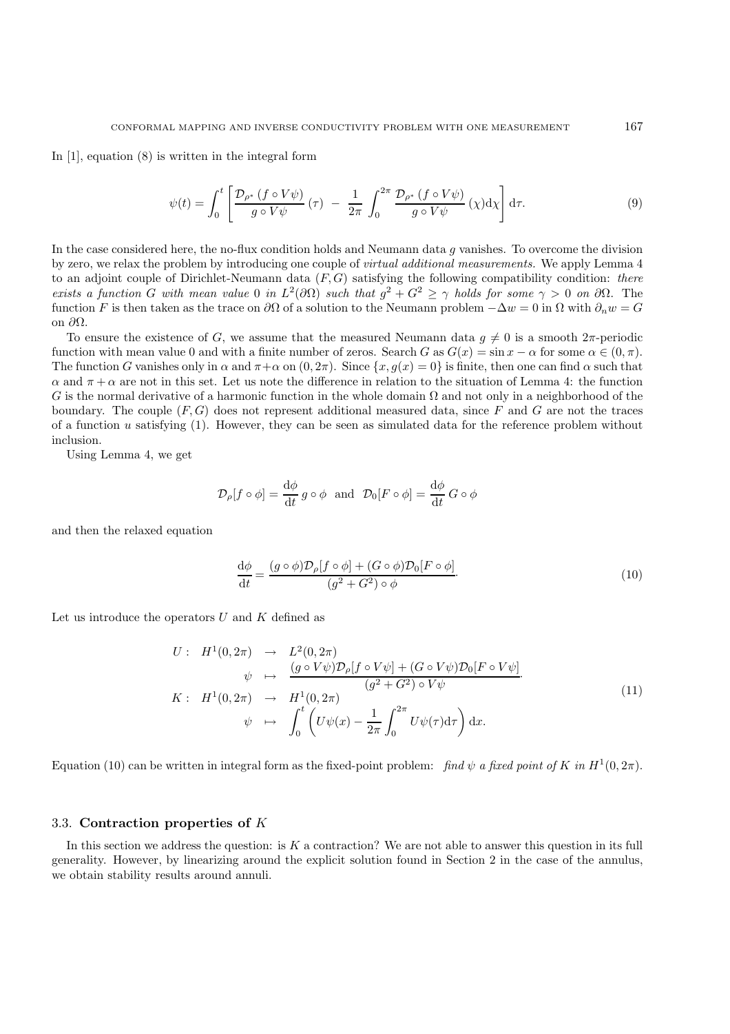In [1], equation (8) is written in the integral form

$$\psi(t) = \int_0^t \left[ \frac{\mathcal{D}_{\rho^*}\left(f \circ V\psi\right)}{g \circ V\psi}(\tau) \; - \; \frac{1}{2\pi} \int_0^{2\pi} \frac{\mathcal{D}_{\rho^*}\left(f \circ V\psi\right)}{g \circ V\psi}(\chi) \mathrm{d}\chi \right] \mathrm{d}\tau. \tag{9}$$

In the case considered here, the no-flux condition holds and Neumann data $g$ vanishes. To overcome the division by zero, we relax the problem by introducing one couple of *virtual additional measurements*. We apply Lemma 4 to an adjoint couple of Dirichlet-Neumann data $(F, G)$ satisfying the following compatibility condition: *there exists a function $G$ with mean value 0 in $L^2(\partial\Omega)$ such that $g^2 + G^2 \geq \gamma$ holds for some $\gamma > 0$ on $\partial\Omega$.* The function $F$ is then taken as the trace on $\partial\Omega$ of a solution to the Neumann problem $-\Delta w = 0$ in $\Omega$ with $\partial_n w = G$ on $\partial\Omega$.

To ensure the existence of $G$, we assume that the measured Neumann data $g \neq 0$ is a smooth $2\pi$-periodic function with mean value 0 and with a finite number of zeros. Search $G$ as $G(x) = \sin x - \alpha$ for some $\alpha \in (0, \pi)$. The function $G$ vanishes only in $\alpha$ and $\pi + \alpha$ on $(0, 2\pi)$. Since $\{x, g(x) = 0\}$ is finite, then one can find $\alpha$ such that $\alpha$ and $\pi + \alpha$ are not in this set. Let us note the difference in relation to the situation of Lemma 4: the function $G$ is the normal derivative of a harmonic function in the whole domain $\Omega$ and not only in a neighborhood of the boundary. The couple $(F, G)$ does not represent additional measured data, since $F$ and $G$ are not the traces of a function $u$ satisfying (1). However, they can be seen as simulated data for the reference problem without inclusion.

Using Lemma 4, we get

$$\mathcal{D}_\rho[f \circ \phi] = \frac{\mathrm{d}\phi}{\mathrm{d}t}\, g \circ \phi \;\; \text{and} \;\; \mathcal{D}_0[F \circ \phi] = \frac{\mathrm{d}\phi}{\mathrm{d}t}\, G \circ \phi$$

and then the relaxed equation

$$\frac{\mathrm{d}\phi}{\mathrm{d}t} = \frac{(g \circ \phi)\mathcal{D}_\rho[f \circ \phi] + (G \circ \phi)\mathcal{D}_0[F \circ \phi]}{(g^2 + G^2) \circ \phi} \cdot \tag{10}$$

Let us introduce the operators $U$ and $K$ defined as

$$\begin{array}{rrcl}
U: & H^1(0, 2\pi) & \to & L^2(0, 2\pi) \\
& \psi & \mapsto & \dfrac{(g \circ V\psi)\mathcal{D}_\rho[f \circ V\psi] + (G \circ V\psi)\mathcal{D}_0[F \circ V\psi]}{(g^2 + G^2) \circ V\psi} \cdot \\
K: & H^1(0, 2\pi) & \to & H^1(0, 2\pi) \\
& \psi & \mapsto & \displaystyle\int_0^t \left( U\psi(x) - \frac{1}{2\pi} \int_0^{2\pi} U\psi(\tau) \mathrm{d}\tau \right) \mathrm{d}x.
\end{array} \tag{11}$$

Equation (10) can be written in integral form as the fixed-point problem: *find $\psi$ a fixed point of $K$ in $H^1(0, 2\pi)$.*

### 3.3. Contraction properties of $K$

In this section we address the question: is $K$ a contraction? We are not able to answer this question in its full generality. However, by linearizing around the explicit solution found in Section 2 in the case of the annulus, we obtain stability results around annuli.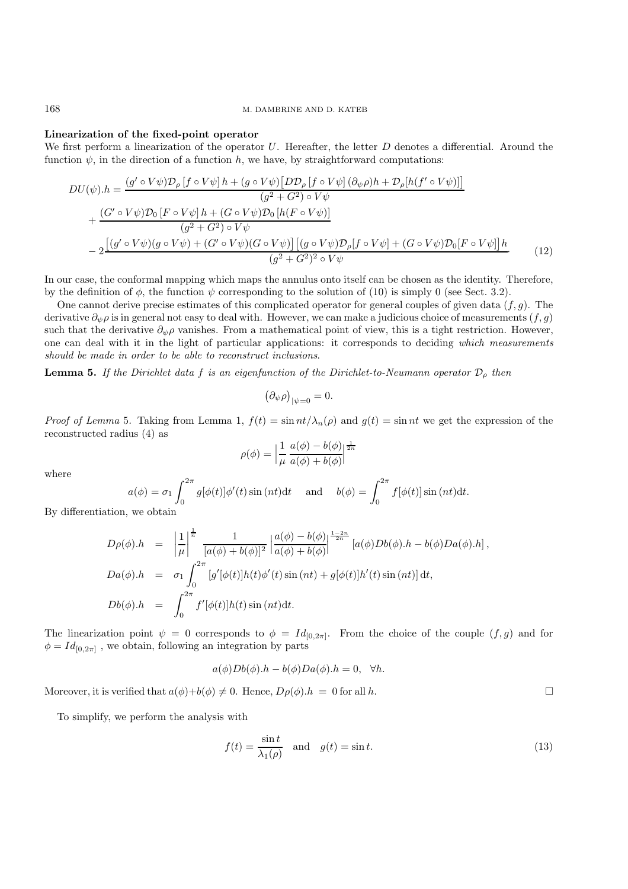**Linearization of the fixed-point operator**

We first perform a linearization of the operator $U$. Hereafter, the letter $D$ denotes a differential. Around the function $\psi$, in the direction of a function $h$, we have, by straightforward computations:

$$
\begin{aligned}
DU(\psi).h = & \frac{(g' \circ V\psi)\mathcal{D}_\rho \left[f \circ V\psi\right] h + (g \circ V\psi)\big[D\mathcal{D}_\rho \left[f \circ V\psi\right](\partial_\psi \rho)h + \mathcal{D}_\rho[h(f' \circ V\psi)]\big]}{(g^2 + G^2) \circ V\psi} \\
& + \frac{(G' \circ V\psi)\mathcal{D}_0 \left[F \circ V\psi\right] h + (G \circ V\psi)\mathcal{D}_0 \left[h(F \circ V\psi)\right]}{(g^2 + G^2) \circ V\psi} \\
& - 2\frac{\big[(g' \circ V\psi)(g \circ V\psi) + (G' \circ V\psi)(G \circ V\psi)\big]\big[(g \circ V\psi)\mathcal{D}_\rho[f \circ V\psi] + (G \circ V\psi)\mathcal{D}_0[F \circ V\psi]\big] h}{(g^2 + G^2)^2 \circ V\psi}. \qquad (12)
\end{aligned}
$$

In our case, the conformal mapping which maps the annulus onto itself can be chosen as the identity. Therefore, by the definition of $\phi$, the function $\psi$ corresponding to the solution of (10) is simply 0 (see Sect. 3.2).

One cannot derive precise estimates of this complicated operator for general couples of given data $(f, g)$. The derivative $\partial_\psi \rho$ is in general not easy to deal with. However, we can make a judicious choice of measurements $(f, g)$ such that the derivative $\partial_\psi \rho$ vanishes. From a mathematical point of view, this is a tight restriction. However, one can deal with it in the light of particular applications: it corresponds to deciding *which measurements should be made in order to be able to reconstruct inclusions*.

**Lemma 5.** *If the Dirichlet data $f$ is an eigenfunction of the Dirichlet-to-Neumann operator $\mathcal{D}_\rho$ then*

$$
\left(\partial_\psi \rho\right)_{|\psi=0} = 0.
$$

*Proof of Lemma* 5. Taking from Lemma 1, $f(t) = \sin nt/\lambda_n(\rho)$ and $g(t) = \sin nt$ we get the expression of the reconstructed radius (4) as

$$
\rho(\phi) = \Big| \frac{1}{\mu} \, \frac{a(\phi) - b(\phi)}{a(\phi) + b(\phi)} \Big|^{\frac{1}{2n}}
$$

where

$$
a(\phi) = \sigma_1 \int_0^{2\pi} g[\phi(t)]\phi'(t) \sin(nt) \mathrm{d}t \quad \text{ and } \quad b(\phi) = \int_0^{2\pi} f[\phi(t)] \sin(nt) \mathrm{d}t.
$$

By differentiation, we obtain

$$
\begin{aligned}
D\rho(\phi).h &= \left|\frac{1}{\mu}\right|^{\frac{1}{n}} \frac{1}{[a(\phi) + b(\phi)]^2} \left|\frac{a(\phi) - b(\phi)}{a(\phi) + b(\phi)}\right|^{\frac{1-2n}{2n}} \left[a(\phi) Db(\phi).h - b(\phi) Da(\phi).h\right], \\
Da(\phi).h &= \sigma_1 \int_0^{2\pi} \left[g'[\phi(t)]h(t)\phi'(t) \sin(nt) + g[\phi(t)]h'(t) \sin(nt)\right] \mathrm{d}t, \\
Db(\phi).h &= \int_0^{2\pi} f'[\phi(t)]h(t) \sin(nt) \mathrm{d}t.
\end{aligned}
$$

The linearization point $\psi = 0$ corresponds to $\phi = Id_{[0,2\pi]}$. From the choice of the couple $(f, g)$ and for $\phi = Id_{[0,2\pi]}$, we obtain, following an integration by parts

$$
a(\phi) Db(\phi).h - b(\phi) Da(\phi).h = 0, \quad \forall h.
$$

Moreover, it is verified that $a(\phi) + b(\phi) \neq 0$. Hence, $D\rho(\phi).h = 0$ for all $h$. □

To simplify, we perform the analysis with

$$
f(t) = \frac{\sin t}{\lambda_1(\rho)} \quad \text{and} \quad g(t) = \sin t. \qquad (13)
$$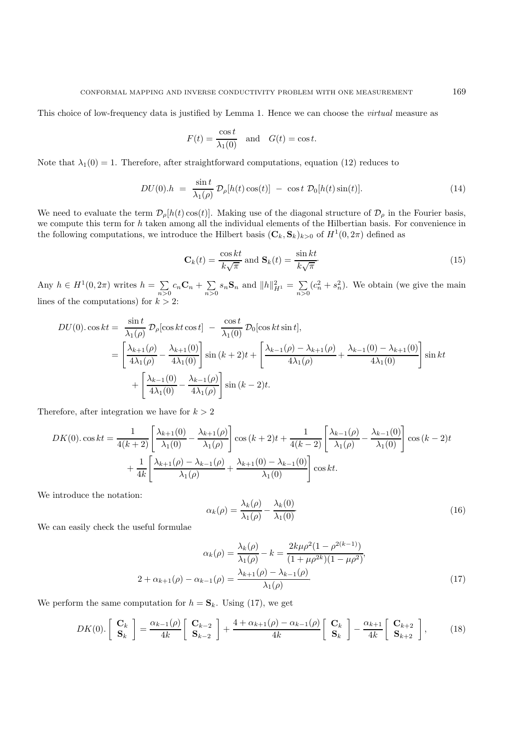This choice of low-frequency data is justified by Lemma 1. Hence we can choose the *virtual* measure as

$$F(t) = \frac{\cos t}{\lambda_1(0)} \quad \text{and} \quad G(t) = \cos t.$$

Note that $\lambda_1(0) = 1$. Therefore, after straightforward computations, equation (12) reduces to

$$DU(0).h \;=\; \frac{\sin t}{\lambda_1(\rho)}\, \mathcal{D}_\rho[h(t)\cos(t)] \;-\; \cos t\; \mathcal{D}_0[h(t)\sin(t)]. \tag{14}$$

We need to evaluate the term $\mathcal{D}_\rho[h(t)\cos(t)]$. Making use of the diagonal structure of $\mathcal{D}_\rho$ in the Fourier basis, we compute this term for $h$ taken among all the individual elements of the Hilbertian basis. For convenience in the following computations, we introduce the Hilbert basis $(\mathbf{C}_k, \mathbf{S}_k)_{k>0}$ of $H^1(0, 2\pi)$ defined as

$$\mathbf{C}_k(t) = \frac{\cos kt}{k\sqrt{\pi}} \text{ and } \mathbf{S}_k(t) = \frac{\sin kt}{k\sqrt{\pi}}\cdot \tag{15}$$

Any $h \in H^1(0, 2\pi)$ writes $h = \sum_{n>0} c_n \mathbf{C}_n + \sum_{n>0} s_n \mathbf{S}_n$ and $\|h\|^2_{H^1} = \sum_{n>0} (c_n^2 + s_n^2)$. We obtain (we give the main lines of the computations) for $k > 2$:

$$\begin{aligned}
DU(0).\cos kt =&\; \frac{\sin t}{\lambda_1(\rho)}\, \mathcal{D}_\rho[\cos kt \cos t] \;-\; \frac{\cos t}{\lambda_1(0)}\, \mathcal{D}_0[\cos kt \sin t],\\
=&\left[\frac{\lambda_{k+1}(\rho)}{4\lambda_1(\rho)} - \frac{\lambda_{k+1}(0)}{4\lambda_1(0)}\right] \sin{(k+2)t} + \left[\frac{\lambda_{k-1}(\rho) - \lambda_{k+1}(\rho)}{4\lambda_1(\rho)} + \frac{\lambda_{k-1}(0) - \lambda_{k+1}(0)}{4\lambda_1(0)}\right] \sin kt\\
&+ \left[\frac{\lambda_{k-1}(0)}{4\lambda_1(0)} - \frac{\lambda_{k-1}(\rho)}{4\lambda_1(\rho)}\right] \sin{(k-2)t}.
\end{aligned}$$

Therefore, after integration we have for $k > 2$

$$\begin{aligned}
DK(0).\cos kt =&\; \frac{1}{4(k+2)}\left[\frac{\lambda_{k+1}(0)}{\lambda_1(0)} - \frac{\lambda_{k+1}(\rho)}{\lambda_1(\rho)}\right] \cos{(k+2)t} + \frac{1}{4(k-2)}\left[\frac{\lambda_{k-1}(\rho)}{\lambda_1(\rho)} - \frac{\lambda_{k-1}(0)}{\lambda_1(0)}\right] \cos{(k-2)t}\\
&+ \frac{1}{4k}\left[\frac{\lambda_{k+1}(\rho) - \lambda_{k-1}(\rho)}{\lambda_1(\rho)} + \frac{\lambda_{k+1}(0) - \lambda_{k-1}(0)}{\lambda_1(0)}\right] \cos kt.
\end{aligned}$$

We introduce the notation:

$$\alpha_k(\rho) = \frac{\lambda_k(\rho)}{\lambda_1(\rho)} - \frac{\lambda_k(0)}{\lambda_1(0)}\cdot \tag{16}$$

We can easily check the useful formulae

$$\begin{aligned}
\alpha_k(\rho) &= \frac{\lambda_k(\rho)}{\lambda_1(\rho)} - k = \frac{2k\mu\rho^2(1-\rho^{2(k-1)})}{(1+\mu\rho^{2k})(1-\mu\rho^2)},\\
2 + \alpha_{k+1}(\rho) - \alpha_{k-1}(\rho) &= \frac{\lambda_{k+1}(\rho) - \lambda_{k-1}(\rho)}{\lambda_1(\rho)}\cdot
\end{aligned} \tag{17}$$

We perform the same computation for $h = \mathbf{S}_k$. Using (17), we get

$$DK(0).\begin{bmatrix} \mathbf{C}_k \\ \mathbf{S}_k \end{bmatrix} = \frac{\alpha_{k-1}(\rho)}{4k}\begin{bmatrix} \mathbf{C}_{k-2} \\ \mathbf{S}_{k-2} \end{bmatrix} + \frac{4 + \alpha_{k+1}(\rho) - \alpha_{k-1}(\rho)}{4k}\begin{bmatrix} \mathbf{C}_k \\ \mathbf{S}_k \end{bmatrix} - \frac{\alpha_{k+1}}{4k}\begin{bmatrix} \mathbf{C}_{k+2} \\ \mathbf{S}_{k+2} \end{bmatrix}, \tag{18}$$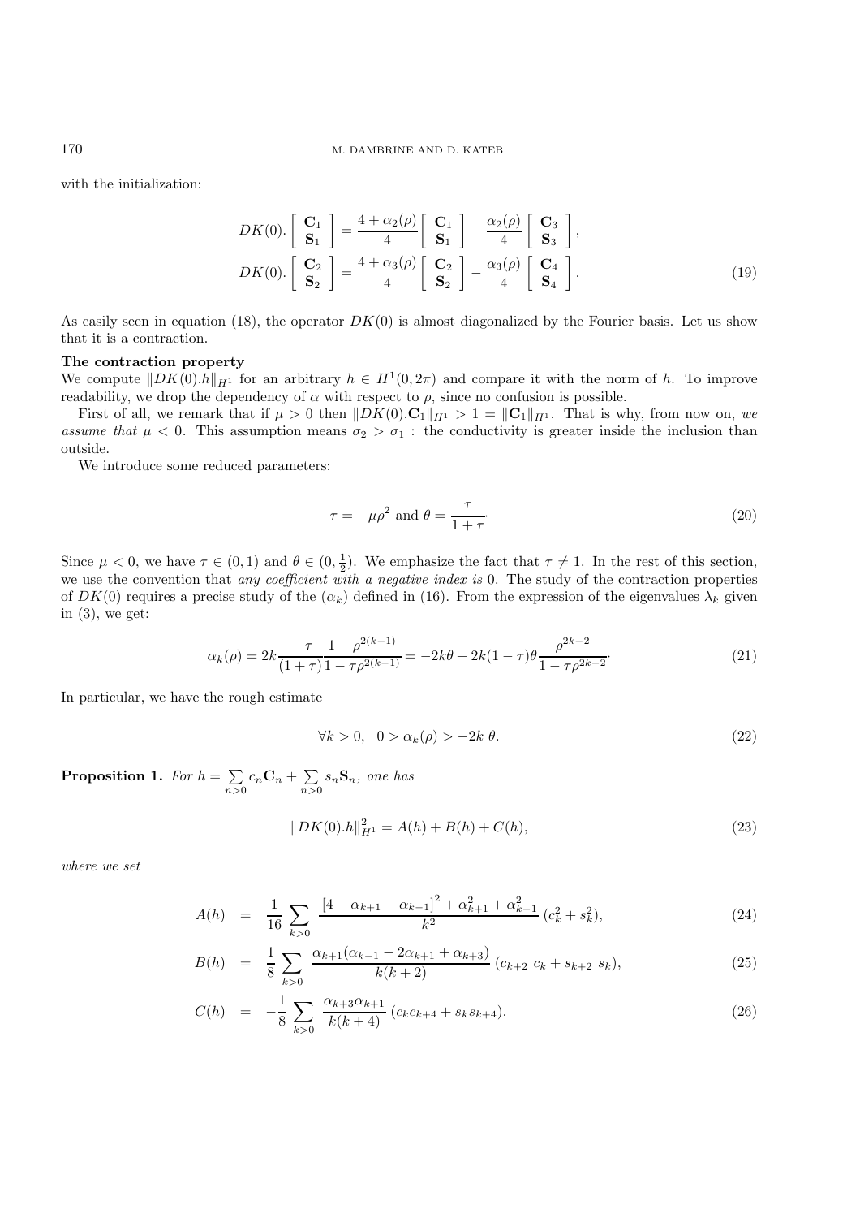with the initialization:

$$
DK(0).\begin{bmatrix} \mathbf{C}_1 \\ \mathbf{S}_1 \end{bmatrix} = \frac{4+\alpha_2(\rho)}{4}\begin{bmatrix} \mathbf{C}_1 \\ \mathbf{S}_1 \end{bmatrix} - \frac{\alpha_2(\rho)}{4}\begin{bmatrix} \mathbf{C}_3 \\ \mathbf{S}_3 \end{bmatrix},
$$

$$
DK(0).\begin{bmatrix} \mathbf{C}_2 \\ \mathbf{S}_2 \end{bmatrix} = \frac{4+\alpha_3(\rho)}{4}\begin{bmatrix} \mathbf{C}_2 \\ \mathbf{S}_2 \end{bmatrix} - \frac{\alpha_3(\rho)}{4}\begin{bmatrix} \mathbf{C}_4 \\ \mathbf{S}_4 \end{bmatrix}. \tag{19}
$$

As easily seen in equation (18), the operator $DK(0)$ is almost diagonalized by the Fourier basis. Let us show that it is a contraction.

**The contraction property**

We compute $\|DK(0).h\|_{H^1}$ for an arbitrary $h \in H^1(0, 2\pi)$ and compare it with the norm of $h$. To improve readability, we drop the dependency of $\alpha$ with respect to $\rho$, since no confusion is possible.

First of all, we remark that if $\mu > 0$ then $\|DK(0).\mathbf{C}_1\|_{H^1} > 1 = \|\mathbf{C}_1\|_{H^1}$. That is why, from now on, *we assume that* $\mu < 0$. This assumption means $\sigma_2 > \sigma_1$ : the conductivity is greater inside the inclusion than outside.

We introduce some reduced parameters:

$$
\tau = -\mu\rho^2 \text{ and } \theta = \frac{\tau}{1+\tau}\cdot \tag{20}
$$

Since $\mu < 0$, we have $\tau \in (0, 1)$ and $\theta \in (0, \frac{1}{2})$. We emphasize the fact that $\tau \neq 1$. In the rest of this section, we use the convention that *any coefficient with a negative index is* 0. The study of the contraction properties of $DK(0)$ requires a precise study of the $(\alpha_k)$ defined in (16). From the expression of the eigenvalues $\lambda_k$ given in (3), we get:

$$
\alpha_k(\rho) = 2k\frac{-\tau}{(1+\tau)}\frac{1-\rho^{2(k-1)}}{1-\tau\rho^{2(k-1)}} = -2k\theta + 2k(1-\tau)\theta\frac{\rho^{2k-2}}{1-\tau\rho^{2k-2}}\cdot \tag{21}
$$

In particular, we have the rough estimate

$$
\forall k > 0, \quad 0 > \alpha_k(\rho) > -2k\ \theta. \tag{22}
$$

**Proposition 1.** *For* $h = \sum_{n>0} c_n\mathbf{C}_n + \sum_{n>0} s_n\mathbf{S}_n$, *one has*

$$
\|DK(0).h\|^2_{H^1} = A(h) + B(h) + C(h), \tag{23}
$$

*where we set*

$$
A(h) = \frac{1}{16}\sum_{k>0} \frac{\left[4+\alpha_{k+1}-\alpha_{k-1}\right]^2 + \alpha_{k+1}^2 + \alpha_{k-1}^2}{k^2}\,(c_k^2+s_k^2), \tag{24}
$$

$$
B(h) = \frac{1}{8}\sum_{k>0} \frac{\alpha_{k+1}(\alpha_{k-1}-2\alpha_{k+1}+\alpha_{k+3})}{k(k+2)}\,(c_{k+2}\ c_k + s_{k+2}\ s_k), \tag{25}
$$

$$
C(h) = -\frac{1}{8}\sum_{k>0} \frac{\alpha_{k+3}\alpha_{k+1}}{k(k+4)}\,(c_kc_{k+4}+s_ks_{k+4}). \tag{26}
$$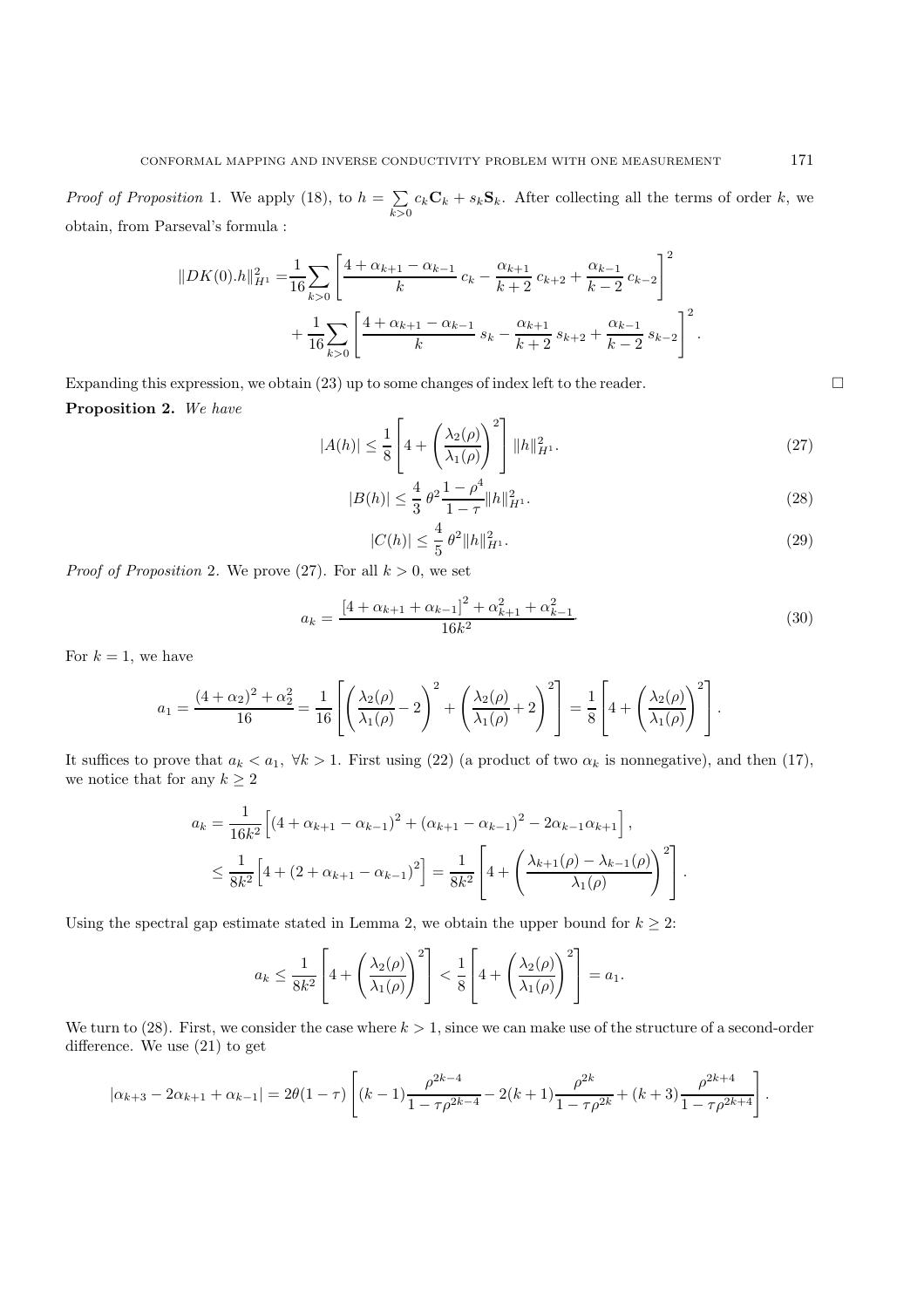*Proof of Proposition* 1. We apply (18), to $h = \sum_{k>0} c_k\mathbf{C}_k + s_k\mathbf{S}_k$. After collecting all the terms of order $k$, we obtain, from Parseval's formula :

$$\|DK(0).h\|_{H^1}^2 = \frac{1}{16}\sum_{k>0}\left[\frac{4+\alpha_{k+1}-\alpha_{k-1}}{k}\,c_k - \frac{\alpha_{k+1}}{k+2}\,c_{k+2} + \frac{\alpha_{k-1}}{k-2}\,c_{k-2}\right]^2 + \frac{1}{16}\sum_{k>0}\left[\frac{4+\alpha_{k+1}-\alpha_{k-1}}{k}\,s_k - \frac{\alpha_{k+1}}{k+2}\,s_{k+2} + \frac{\alpha_{k-1}}{k-2}\,s_{k-2}\right]^2.$$

Expanding this expression, we obtain (23) up to some changes of index left to the reader. $\square$

**Proposition 2.** *We have*

$$|A(h)| \leq \frac{1}{8}\left[4 + \left(\frac{\lambda_2(\rho)}{\lambda_1(\rho)}\right)^2\right]\|h\|_{H^1}^2. \tag{27}$$

$$|B(h)| \leq \frac{4}{3}\,\theta^2\frac{1-\rho^4}{1-\tau}\|h\|_{H^1}^2. \tag{28}$$

$$|C(h)| \leq \frac{4}{5}\,\theta^2\|h\|_{H^1}^2. \tag{29}$$

*Proof of Proposition* 2. We prove (27). For all $k > 0$, we set

$$a_k = \frac{\left[4+\alpha_{k+1}+\alpha_{k-1}\right]^2 + \alpha_{k+1}^2 + \alpha_{k-1}^2}{16k^2}. \tag{30}$$

For $k = 1$, we have

$$a_1 = \frac{(4+\alpha_2)^2+\alpha_2^2}{16} = \frac{1}{16}\left[\left(\frac{\lambda_2(\rho)}{\lambda_1(\rho)} - 2\right)^2 + \left(\frac{\lambda_2(\rho)}{\lambda_1(\rho)} + 2\right)^2\right] = \frac{1}{8}\left[4 + \left(\frac{\lambda_2(\rho)}{\lambda_1(\rho)}\right)^2\right].$$

It suffices to prove that $a_k < a_1,\ \forall k > 1$. First using (22) (a product of two $\alpha_k$ is nonnegative), and then (17), we notice that for any $k \geq 2$

$$\begin{aligned} a_k &= \frac{1}{16k^2}\left[(4+\alpha_{k+1}-\alpha_{k-1})^2 + (\alpha_{k+1}-\alpha_{k-1})^2 - 2\alpha_{k-1}\alpha_{k+1}\right], \\ &\leq \frac{1}{8k^2}\left[4 + (2+\alpha_{k+1}-\alpha_{k-1})^2\right] = \frac{1}{8k^2}\left[4 + \left(\frac{\lambda_{k+1}(\rho)-\lambda_{k-1}(\rho)}{\lambda_1(\rho)}\right)^2\right]. \end{aligned}$$

Using the spectral gap estimate stated in Lemma 2, we obtain the upper bound for $k \geq 2$:

$$a_k \leq \frac{1}{8k^2}\left[4 + \left(\frac{\lambda_2(\rho)}{\lambda_1(\rho)}\right)^2\right] < \frac{1}{8}\left[4 + \left(\frac{\lambda_2(\rho)}{\lambda_1(\rho)}\right)^2\right] = a_1.$$

We turn to (28). First, we consider the case where $k > 1$, since we can make use of the structure of a second-order difference. We use (21) to get

$$|\alpha_{k+3} - 2\alpha_{k+1} + \alpha_{k-1}| = 2\theta(1-\tau)\left[(k-1)\frac{\rho^{2k-4}}{1-\tau\rho^{2k-4}} - 2(k+1)\frac{\rho^{2k}}{1-\tau\rho^{2k}} + (k+3)\frac{\rho^{2k+4}}{1-\tau\rho^{2k+4}}\right].$$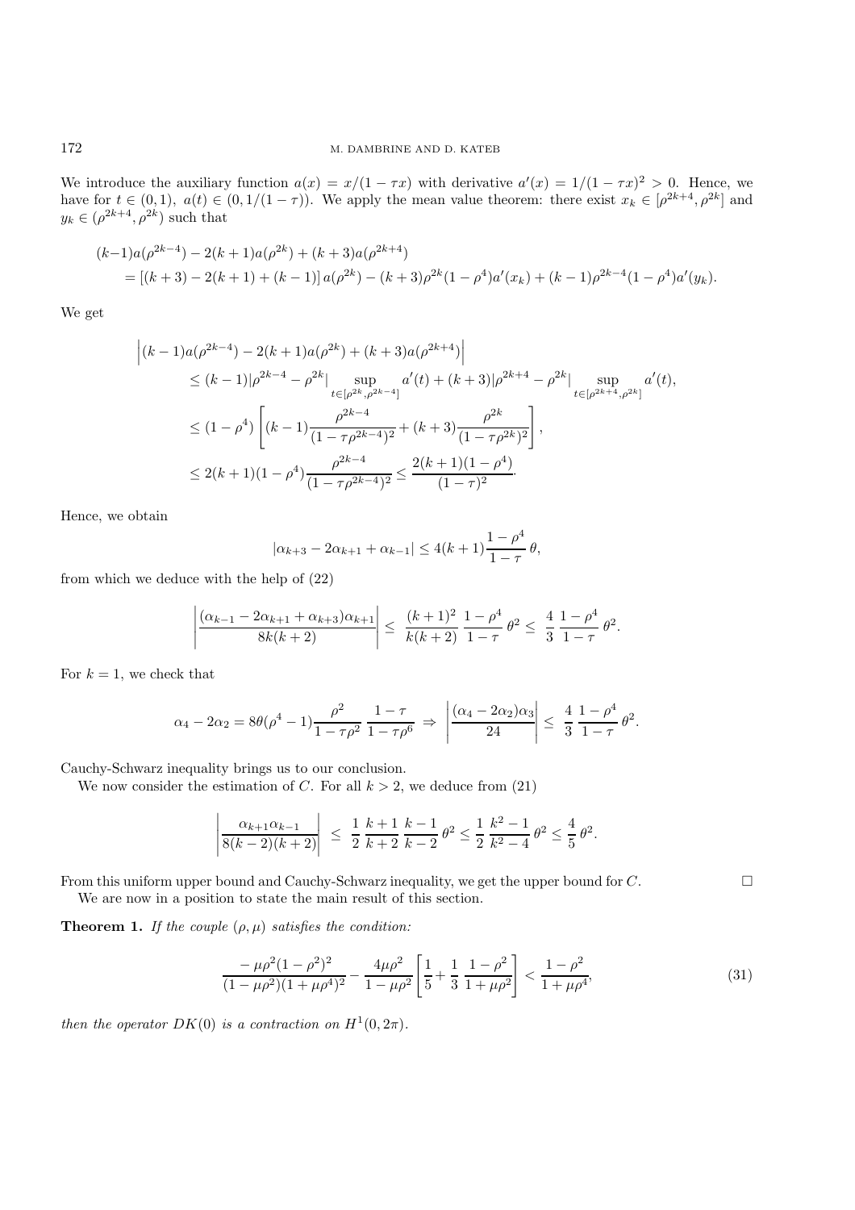We introduce the auxiliary function $a(x) = x/(1-\tau x)$ with derivative $a'(x) = 1/(1-\tau x)^2 > 0$. Hence, we have for $t \in (0,1)$, $a(t) \in (0, 1/(1-\tau))$. We apply the mean value theorem: there exist $x_k \in [\rho^{2k+4}, \rho^{2k}]$ and $y_k \in (\rho^{2k+4}, \rho^{2k})$ such that

$$
\begin{aligned}
(k-1)&a(\rho^{2k-4}) - 2(k+1)a(\rho^{2k}) + (k+3)a(\rho^{2k+4}) \\
&= \left[(k+3) - 2(k+1) + (k-1)\right] a(\rho^{2k}) - (k+3)\rho^{2k}(1-\rho^4)a'(x_k) + (k-1)\rho^{2k-4}(1-\rho^4)a'(y_k).
\end{aligned}
$$

We get

$$
\begin{aligned}
&\left|(k-1)a(\rho^{2k-4}) - 2(k+1)a(\rho^{2k}) + (k+3)a(\rho^{2k+4})\right| \\
&\quad\leq (k-1)|\rho^{2k-4} - \rho^{2k}| \sup_{t \in [\rho^{2k}, \rho^{2k-4}]} a'(t) + (k+3)|\rho^{2k+4} - \rho^{2k}| \sup_{t \in [\rho^{2k+4}, \rho^{2k}]} a'(t), \\
&\quad\leq (1-\rho^4)\left[(k-1)\frac{\rho^{2k-4}}{(1-\tau\rho^{2k-4})^2} + (k+3)\frac{\rho^{2k}}{(1-\tau\rho^{2k})^2}\right], \\
&\quad\leq 2(k+1)(1-\rho^4)\frac{\rho^{2k-4}}{(1-\tau\rho^{2k-4})^2} \leq \frac{2(k+1)(1-\rho^4)}{(1-\tau)^2}.
\end{aligned}
$$

Hence, we obtain

$$
|\alpha_{k+3} - 2\alpha_{k+1} + \alpha_{k-1}| \leq 4(k+1)\frac{1-\rho^4}{1-\tau}\,\theta,
$$

from which we deduce with the help of (22)

$$
\left|\frac{(\alpha_{k-1} - 2\alpha_{k+1} + \alpha_{k+3})\alpha_{k+1}}{8k(k+2)}\right| \leq \frac{(k+1)^2}{k(k+2)}\,\frac{1-\rho^4}{1-\tau}\,\theta^2 \leq \frac{4}{3}\,\frac{1-\rho^4}{1-\tau}\,\theta^2.
$$

For $k = 1$, we check that

$$
\alpha_4 - 2\alpha_2 = 8\theta(\rho^4 - 1)\frac{\rho^2}{1-\tau\rho^2}\,\frac{1-\tau}{1-\tau\rho^6} \Rightarrow \left|\frac{(\alpha_4 - 2\alpha_2)\alpha_3}{24}\right| \leq \frac{4}{3}\,\frac{1-\rho^4}{1-\tau}\,\theta^2.
$$

Cauchy-Schwarz inequality brings us to our conclusion.

We now consider the estimation of $C$. For all $k > 2$, we deduce from (21)

$$
\left|\frac{\alpha_{k+1}\alpha_{k-1}}{8(k-2)(k+2)}\right| \leq \frac{1}{2}\,\frac{k+1}{k+2}\,\frac{k-1}{k-2}\,\theta^2 \leq \frac{1}{2}\,\frac{k^2-1}{k^2-4}\,\theta^2 \leq \frac{4}{5}\,\theta^2.
$$

From this uniform upper bound and Cauchy-Schwarz inequality, we get the upper bound for $C$. $\square$

We are now in a position to state the main result of this section.

**Theorem 1.** *If the couple $(\rho, \mu)$ satisfies the condition:*

$$
\frac{-\mu\rho^2(1-\rho^2)^2}{(1-\mu\rho^2)(1+\mu\rho^4)^2} - \frac{4\mu\rho^2}{1-\mu\rho^2}\left[\frac{1}{5} + \frac{1}{3}\,\frac{1-\rho^2}{1+\mu\rho^2}\right] < \frac{1-\rho^2}{1+\mu\rho^4}, \tag{31}
$$

*then the operator $DK(0)$ is a contraction on $H^1(0, 2\pi)$.*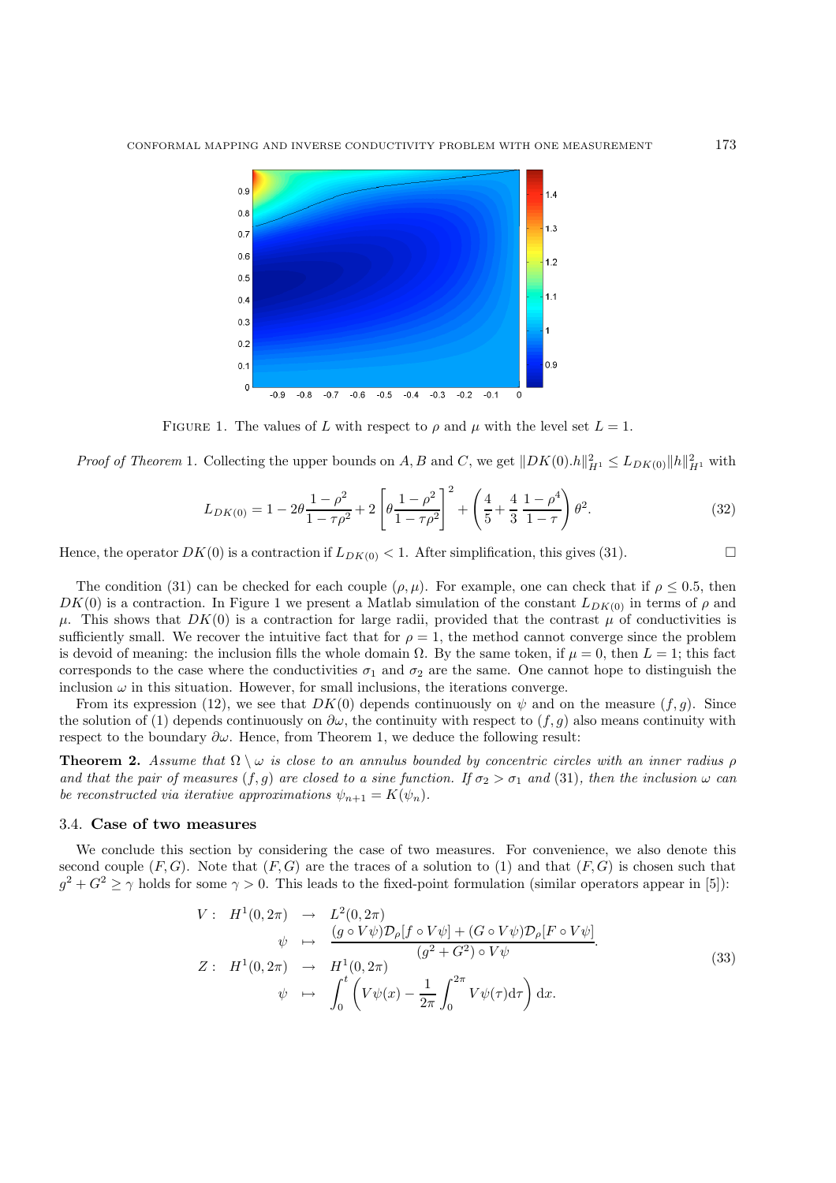FIGURE 1. The values of $L$ with respect to $\rho$ and $\mu$ with the level set $L = 1$.

*Proof of Theorem* 1. Collecting the upper bounds on $A, B$ and $C$, we get $\|DK(0).h\|_{H^1}^2 \leq L_{DK(0)}\|h\|_{H^1}^2$ with

$$L_{DK(0)} = 1 - 2\theta\frac{1-\rho^2}{1-\tau\rho^2} + 2\left[\theta\frac{1-\rho^2}{1-\tau\rho^2}\right]^2 + \left(\frac{4}{5} + \frac{4}{3}\,\frac{1-\rho^4}{1-\tau}\right)\theta^2. \tag{32}$$

Hence, the operator $DK(0)$ is a contraction if $L_{DK(0)} < 1$. After simplification, this gives (31). $\square$

The condition (31) can be checked for each couple $(\rho, \mu)$. For example, one can check that if $\rho \leq 0.5$, then $DK(0)$ is a contraction. In Figure 1 we present a Matlab simulation of the constant $L_{DK(0)}$ in terms of $\rho$ and $\mu$. This shows that $DK(0)$ is a contraction for large radii, provided that the contrast $\mu$ of conductivities is sufficiently small. We recover the intuitive fact that for $\rho = 1$, the method cannot converge since the problem is devoid of meaning: the inclusion fills the whole domain $\Omega$. By the same token, if $\mu = 0$, then $L = 1$; this fact corresponds to the case where the conductivities $\sigma_1$ and $\sigma_2$ are the same. One cannot hope to distinguish the inclusion $\omega$ in this situation. However, for small inclusions, the iterations converge.

From its expression (12), we see that $DK(0)$ depends continuously on $\psi$ and on the measure $(f, g)$. Since the solution of (1) depends continuously on $\partial\omega$, the continuity with respect to $(f, g)$ also means continuity with respect to the boundary $\partial\omega$. Hence, from Theorem 1, we deduce the following result:

**Theorem 2.** *Assume that $\Omega \setminus \omega$ is close to an annulus bounded by concentric circles with an inner radius $\rho$ and that the pair of measures $(f, g)$ are closed to a sine function. If $\sigma_2 > \sigma_1$ and* (31)*, then the inclusion $\omega$ can be reconstructed via iterative approximations $\psi_{n+1} = K(\psi_n)$.*

### 3.4. Case of two measures

We conclude this section by considering the case of two measures. For convenience, we also denote this second couple $(F, G)$. Note that $(F, G)$ are the traces of a solution to (1) and that $(F, G)$ is chosen such that $g^2 + G^2 \geq \gamma$ holds for some $\gamma > 0$. This leads to the fixed-point formulation (similar operators appear in [5]):

$$\begin{array}{rccl} V: & H^1(0, 2\pi) & \rightarrow & L^2(0, 2\pi) \\ & \psi & \mapsto & \dfrac{(g \circ V\psi)\mathcal{D}_\rho[f \circ V\psi] + (G \circ V\psi)\mathcal{D}_\rho[F \circ V\psi]}{(g^2 + G^2) \circ V\psi}. \\ Z: & H^1(0, 2\pi) & \rightarrow & H^1(0, 2\pi) \\ & \psi & \mapsto & \displaystyle\int_0^t \left(V\psi(x) - \frac{1}{2\pi}\int_0^{2\pi} V\psi(\tau)\mathrm{d}\tau\right)\mathrm{d}x. \end{array} \tag{33}$$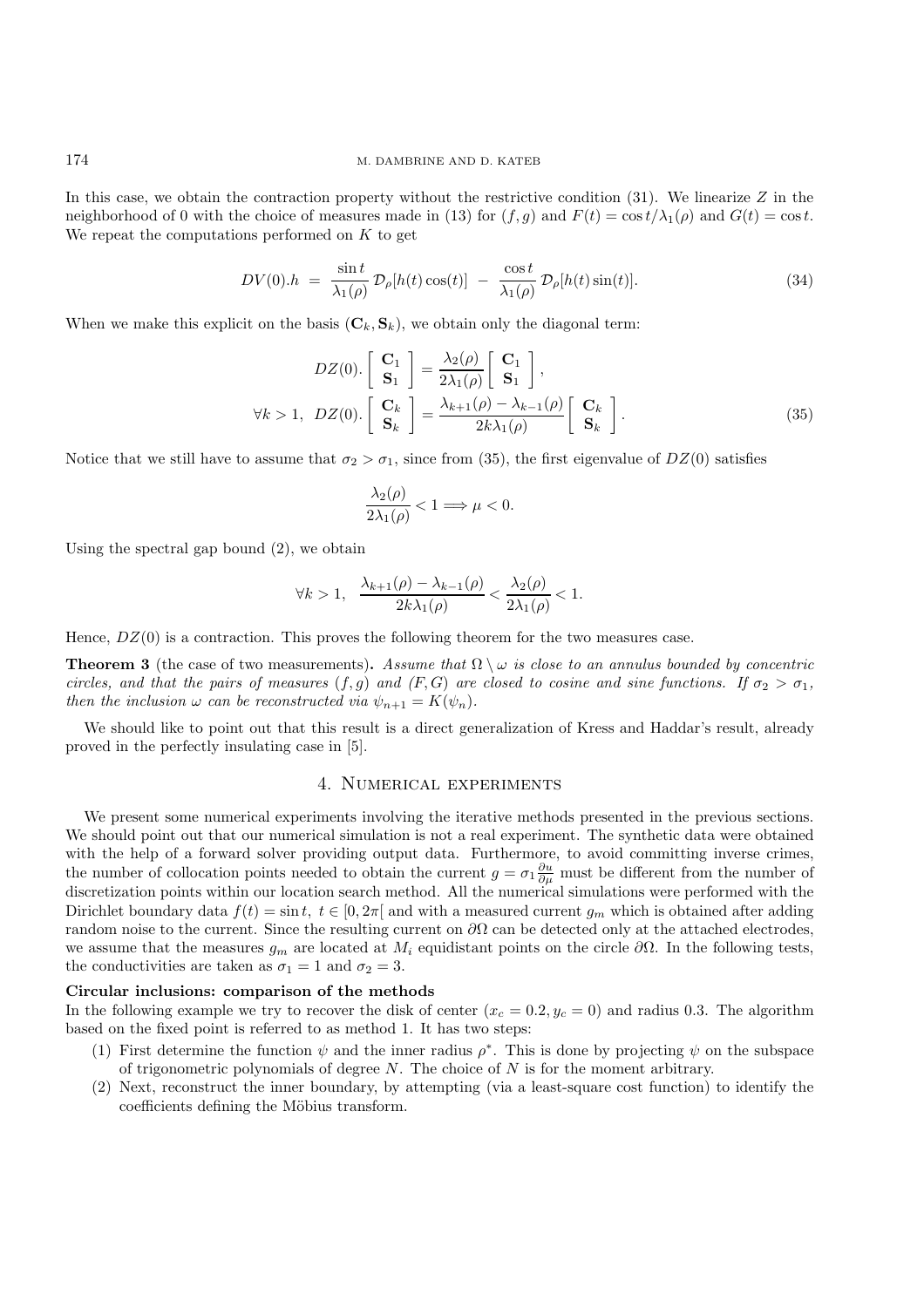In this case, we obtain the contraction property without the restrictive condition (31). We linearize $Z$ in the neighborhood of 0 with the choice of measures made in (13) for $(f, g)$ and $F(t) = \cos t/\lambda_1(\rho)$ and $G(t) = \cos t$. We repeat the computations performed on $K$ to get

$$DV(0).h \;=\; \frac{\sin t}{\lambda_1(\rho)}\,\mathcal{D}_\rho[h(t)\cos(t)] \;-\; \frac{\cos t}{\lambda_1(\rho)}\,\mathcal{D}_\rho[h(t)\sin(t)]. \tag{34}$$

When we make this explicit on the basis $(\mathbf{C}_k, \mathbf{S}_k)$, we obtain only the diagonal term:

$$\begin{aligned} DZ(0).\begin{bmatrix} \mathbf{C}_1 \\ \mathbf{S}_1 \end{bmatrix} &= \frac{\lambda_2(\rho)}{2\lambda_1(\rho)}\begin{bmatrix} \mathbf{C}_1 \\ \mathbf{S}_1 \end{bmatrix}, \\ \forall k>1,\;\; DZ(0).\begin{bmatrix} \mathbf{C}_k \\ \mathbf{S}_k \end{bmatrix} &= \frac{\lambda_{k+1}(\rho)-\lambda_{k-1}(\rho)}{2k\lambda_1(\rho)}\begin{bmatrix} \mathbf{C}_k \\ \mathbf{S}_k \end{bmatrix}. \end{aligned} \tag{35}$$

Notice that we still have to assume that $\sigma_2 > \sigma_1$, since from (35), the first eigenvalue of $DZ(0)$ satisfies

$$\frac{\lambda_2(\rho)}{2\lambda_1(\rho)} < 1 \Longrightarrow \mu < 0.$$

Using the spectral gap bound (2), we obtain

$$\forall k>1,\quad \frac{\lambda_{k+1}(\rho)-\lambda_{k-1}(\rho)}{2k\lambda_1(\rho)} < \frac{\lambda_2(\rho)}{2\lambda_1(\rho)} < 1.$$

Hence, $DZ(0)$ is a contraction. This proves the following theorem for the two measures case.

**Theorem 3** (the case of two measurements)**.** *Assume that $\Omega \setminus \omega$ is close to an annulus bounded by concentric circles, and that the pairs of measures $(f, g)$ and $(F, G)$ are closed to cosine and sine functions. If $\sigma_2 > \sigma_1$, then the inclusion $\omega$ can be reconstructed via $\psi_{n+1} = K(\psi_n)$.*

We should like to point out that this result is a direct generalization of Kress and Haddar's result, already proved in the perfectly insulating case in [5].

## 4. Numerical experiments

We present some numerical experiments involving the iterative methods presented in the previous sections. We should point out that our numerical simulation is not a real experiment. The synthetic data were obtained with the help of a forward solver providing output data. Furthermore, to avoid committing inverse crimes, the number of collocation points needed to obtain the current $g = \sigma_1 \frac{\partial u}{\partial \mu}$ must be different from the number of discretization points within our location search method. All the numerical simulations were performed with the Dirichlet boundary data $f(t) = \sin t,\ t \in [0, 2\pi[$ and with a measured current $g_m$ which is obtained after adding random noise to the current. Since the resulting current on $\partial\Omega$ can be detected only at the attached electrodes, we assume that the measures $g_m$ are located at $M_i$ equidistant points on the circle $\partial\Omega$. In the following tests, the conductivities are taken as $\sigma_1 = 1$ and $\sigma_2 = 3$.

**Circular inclusions: comparison of the methods**

In the following example we try to recover the disk of center $(x_c = 0.2, y_c = 0)$ and radius 0.3. The algorithm based on the fixed point is referred to as method 1. It has two steps:

1. First determine the function $\psi$ and the inner radius $\rho^*$. This is done by projecting $\psi$ on the subspace of trigonometric polynomials of degree $N$. The choice of $N$ is for the moment arbitrary.
2. Next, reconstruct the inner boundary, by attempting (via a least-square cost function) to identify the coefficients defining the Möbius transform.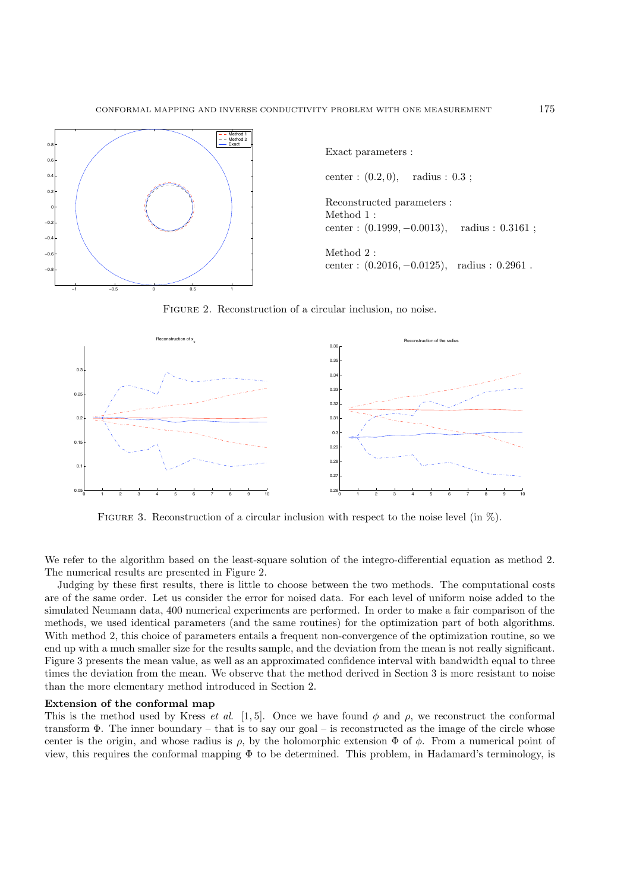Exact parameters :

center : $(0.2, 0)$, radius : $0.3$ ;

Reconstructed parameters :
Method 1 :
center : $(0.1999, -0.0013)$, radius : $0.3161$ ;

Method 2 :
center : $(0.2016, -0.0125)$, radius : $0.2961$ .

Figure 2. Reconstruction of a circular inclusion, no noise.

Figure 3. Reconstruction of a circular inclusion with respect to the noise level (in %).

We refer to the algorithm based on the least-square solution of the integro-differential equation as method 2. The numerical results are presented in Figure 2.

Judging by these first results, there is little to choose between the two methods. The computational costs are of the same order. Let us consider the error for noised data. For each level of uniform noise added to the simulated Neumann data, 400 numerical experiments are performed. In order to make a fair comparison of the methods, we used identical parameters (and the same routines) for the optimization part of both algorithms. With method 2, this choice of parameters entails a frequent non-convergence of the optimization routine, so we end up with a much smaller size for the results sample, and the deviation from the mean is not really significant. Figure 3 presents the mean value, as well as an approximated confidence interval with bandwidth equal to three times the deviation from the mean. We observe that the method derived in Section 3 is more resistant to noise than the more elementary method introduced in Section 2.

**Extension of the conformal map**

This is the method used by Kress *et al.* [1, 5]. Once we have found $\phi$ and $\rho$, we reconstruct the conformal transform $\Phi$. The inner boundary – that is to say our goal – is reconstructed as the image of the circle whose center is the origin, and whose radius is $\rho$, by the holomorphic extension $\Phi$ of $\phi$. From a numerical point of view, this requires the conformal mapping $\Phi$ to be determined. This problem, in Hadamard's terminology, is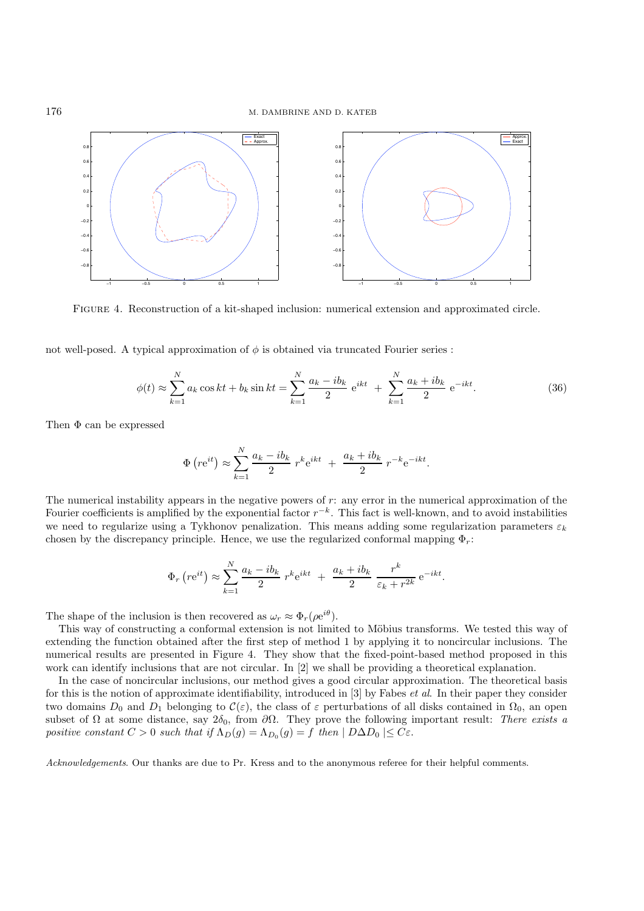FIGURE 4. Reconstruction of a kit-shaped inclusion: numerical extension and approximated circle.

not well-posed. A typical approximation of $\phi$ is obtained via truncated Fourier series :

$$\phi(t) \approx \sum_{k=1}^{N} a_k \cos kt + b_k \sin kt = \sum_{k=1}^{N} \frac{a_k - ib_k}{2} \ \mathrm{e}^{ikt} \ + \ \sum_{k=1}^{N} \frac{a_k + ib_k}{2} \ \mathrm{e}^{-ikt}. \tag{36}$$

Then $\Phi$ can be expressed

$$\Phi\left(r\mathrm{e}^{it}\right) \approx \sum_{k=1}^{N} \frac{a_k - ib_k}{2} \ r^k \mathrm{e}^{ikt} \ + \ \frac{a_k + ib_k}{2} \ r^{-k} \mathrm{e}^{-ikt}.$$

The numerical instability appears in the negative powers of $r$: any error in the numerical approximation of the Fourier coefficients is amplified by the exponential factor $r^{-k}$. This fact is well-known, and to avoid instabilities we need to regularize using a Tykhonov penalization. This means adding some regularization parameters $\varepsilon_k$ chosen by the discrepancy principle. Hence, we use the regularized conformal mapping $\Phi_r$:

$$\Phi_r\left(r\mathrm{e}^{it}\right) \approx \sum_{k=1}^{N} \frac{a_k - ib_k}{2} \ r^k \mathrm{e}^{ikt} \ + \ \frac{a_k + ib_k}{2} \ \frac{r^k}{\varepsilon_k + r^{2k}} \ \mathrm{e}^{-ikt}.$$

The shape of the inclusion is then recovered as $\omega_r \approx \Phi_r(\rho \mathrm{e}^{i\theta})$.

This way of constructing a conformal extension is not limited to Möbius transforms. We tested this way of extending the function obtained after the first step of method 1 by applying it to noncircular inclusions. The numerical results are presented in Figure 4. They show that the fixed-point-based method proposed in this work can identify inclusions that are not circular. In [2] we shall be providing a theoretical explanation.

In the case of noncircular inclusions, our method gives a good circular approximation. The theoretical basis for this is the notion of approximate identifiability, introduced in [3] by Fabes *et al*. In their paper they consider two domains $D_0$ and $D_1$ belonging to $\mathcal{C}(\varepsilon)$, the class of $\varepsilon$ perturbations of all disks contained in $\Omega_0$, an open subset of $\Omega$ at some distance, say $2\delta_0$, from $\partial\Omega$. They prove the following important result: *There exists a positive constant $C > 0$ such that if $\Lambda_D(g) = \Lambda_{D_0}(g) = f$ then $\mid D \Delta D_0 \mid \leq C\varepsilon$.*

*Acknowledgements*. Our thanks are due to Pr. Kress and to the anonymous referee for their helpful comments.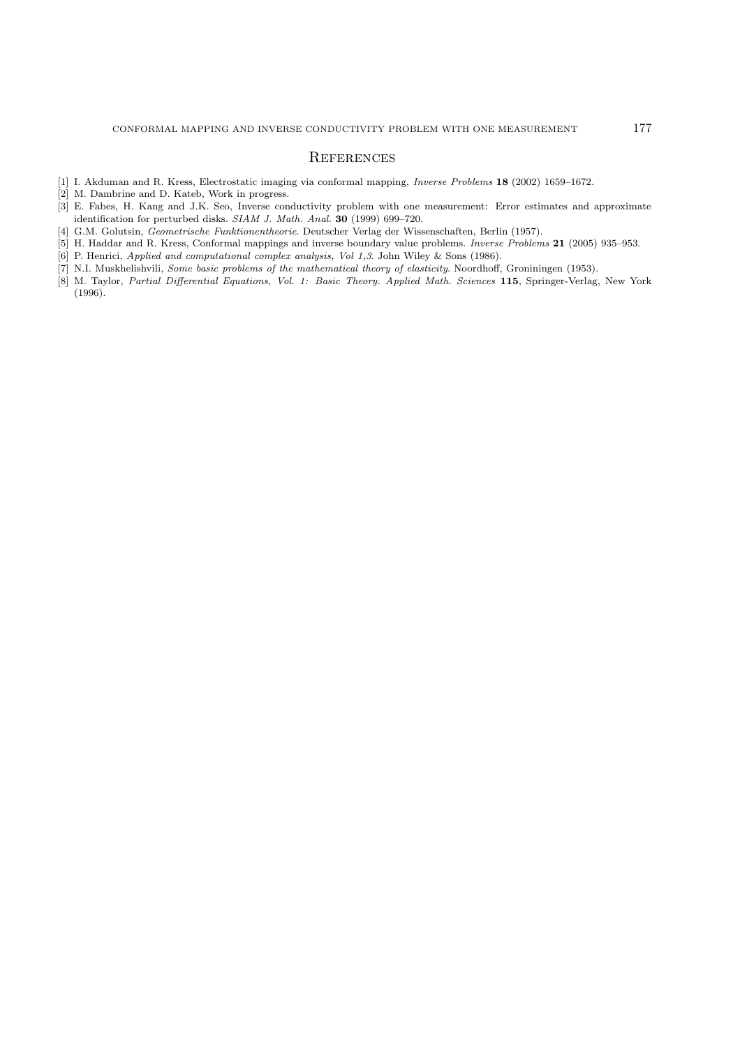## References

[1] I. Akduman and R. Kress, Electrostatic imaging via conformal mapping, *Inverse Problems* **18** (2002) 1659–1672.

[2] M. Dambrine and D. Kateb, Work in progress.

[3] E. Fabes, H. Kang and J.K. Seo, Inverse conductivity problem with one measurement: Error estimates and approximate identification for perturbed disks. *SIAM J. Math. Anal.* **30** (1999) 699–720.

[4] G.M. Golutsin, *Geometrische Funktionentheorie*. Deutscher Verlag der Wissenschaften, Berlin (1957).

[5] H. Haddar and R. Kress, Conformal mappings and inverse boundary value problems. *Inverse Problems* **21** (2005) 935–953.

[6] P. Henrici, *Applied and computational complex analysis, Vol 1,3*. John Wiley & Sons (1986).

[7] N.I. Muskhelishvili, *Some basic problems of the mathematical theory of elasticity*. Noordhoff, Groniningen (1953).

[8] M. Taylor, *Partial Differential Equations, Vol. 1: Basic Theory. Applied Math. Sciences* **115**, Springer-Verlag, New York (1996).